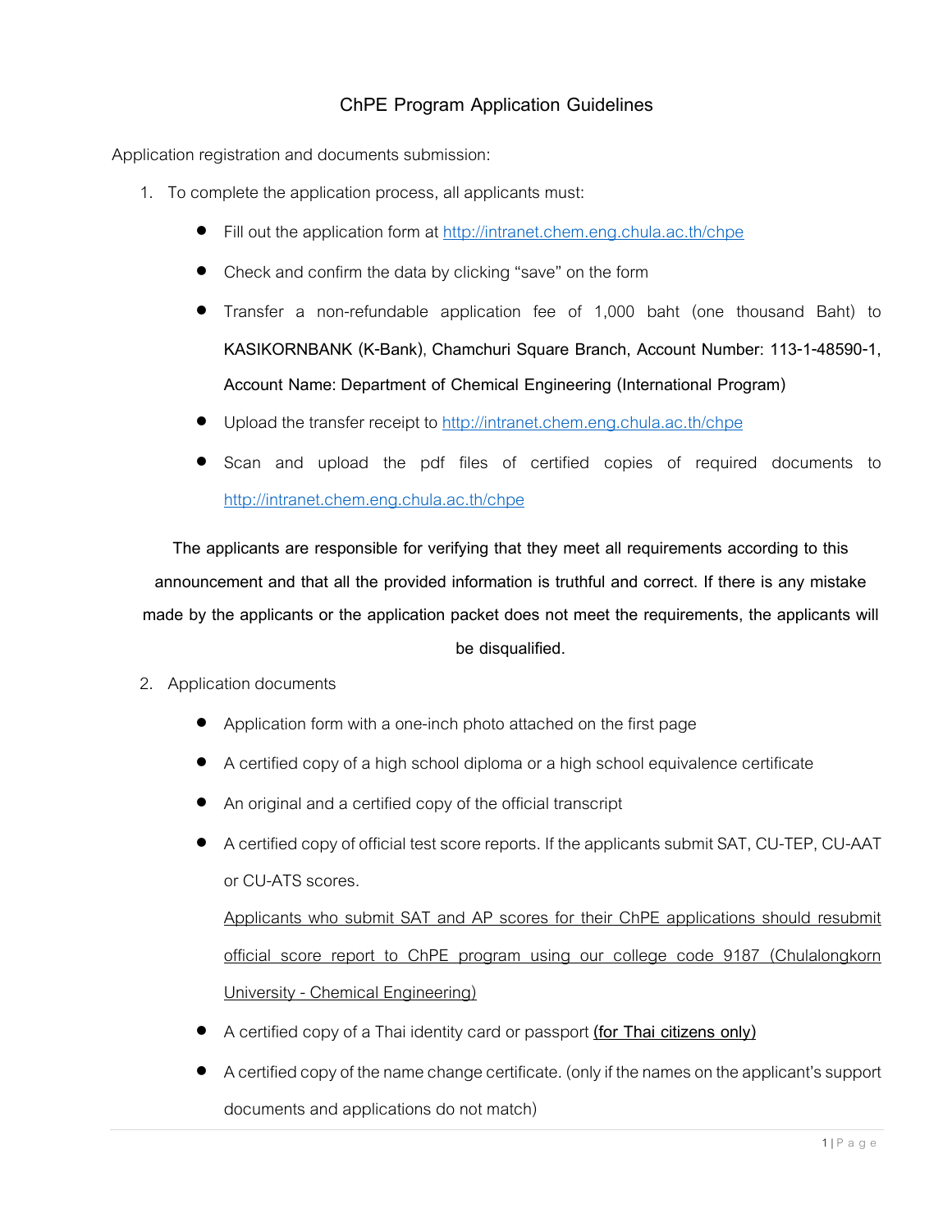# ChPE Program Application Guidelines

Application registration and documents submission:

1. To complete the application process, all applicants must:

   - Fill out the application form at http://intranet.chem.eng.chula.ac.th/chpe
   - Check and confirm the data by clicking "save" on the form
   - Transfer a non-refundable application fee of 1,000 baht (one thousand Baht) to **KASIKORNBANK (K-Bank), Chamchuri Square Branch, Account Number: 113-1-48590-1, Account Name: Department of Chemical Engineering (International Program)**
   - Upload the transfer receipt to http://intranet.chem.eng.chula.ac.th/chpe
   - Scan and upload the pdf files of certified copies of required documents to http://intranet.chem.eng.chula.ac.th/chpe

   **The applicants are responsible for verifying that they meet all requirements according to this announcement and that all the provided information is truthful and correct. If there is any mistake made by the applicants or the application packet does not meet the requirements, the applicants will be disqualified.**

2. Application documents

   - Application form with a one-inch photo attached on the first page
   - A certified copy of a high school diploma or a high school equivalence certificate
   - An original and a certified copy of the official transcript
   - A certified copy of official test score reports. If the applicants submit SAT, CU-TEP, CU-AAT or CU-ATS scores.

     <u>Applicants who submit SAT and AP scores for their ChPE applications should resubmit official score report to ChPE program using our college code 9187 (Chulalongkorn University - Chemical Engineering)</u>
   - A certified copy of a Thai identity card or passport **<u>(for Thai citizens only)</u>**
   - A certified copy of the name change certificate. (only if the names on the applicant's support documents and applications do not match)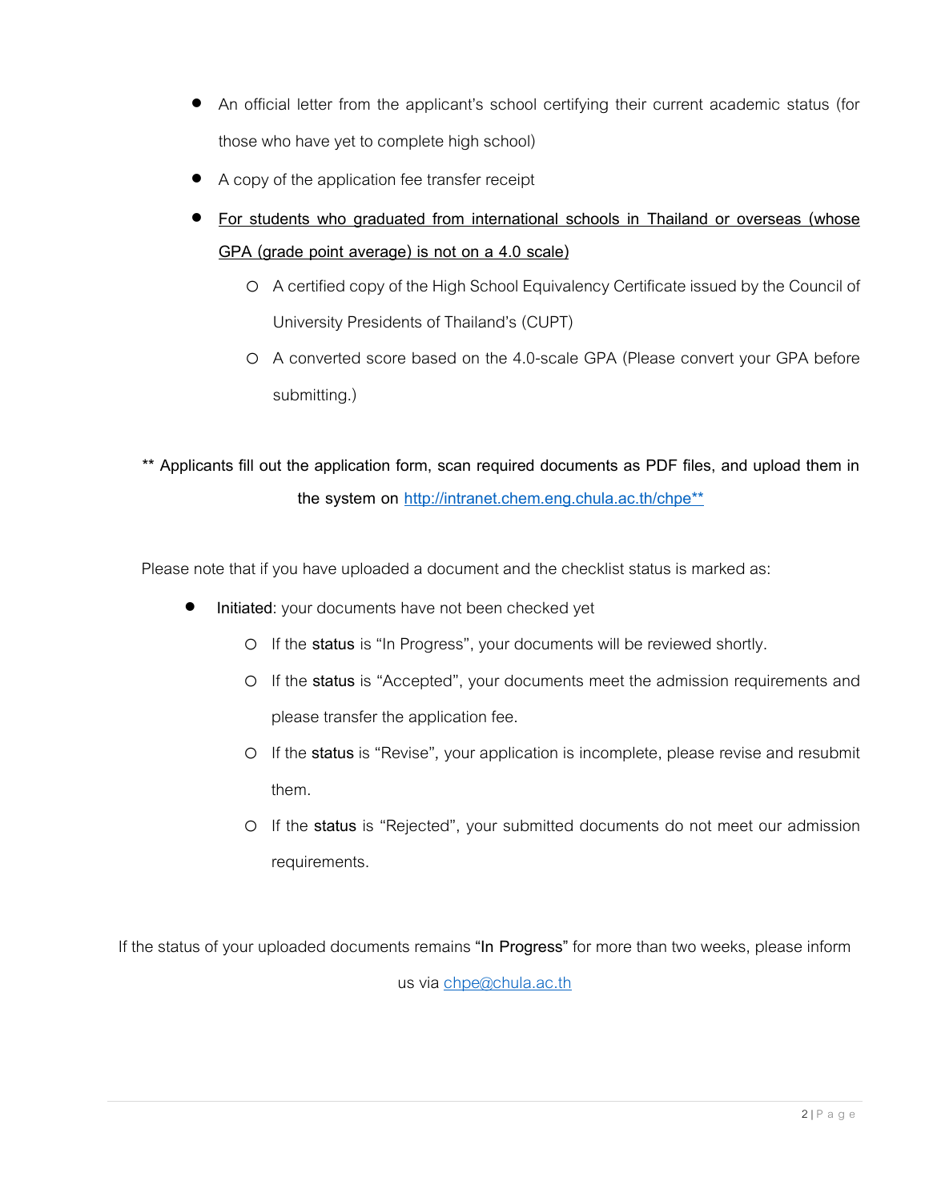- An official letter from the applicant's school certifying their current academic status (for those who have yet to complete high school)
- A copy of the application fee transfer receipt
- <u>For students who graduated from international schools in Thailand or overseas (whose GPA (grade point average) is not on a 4.0 scale)</u>
  - A certified copy of the High School Equivalency Certificate issued by the Council of University Presidents of Thailand's (CUPT)
  - A converted score based on the 4.0-scale GPA (Please convert your GPA before submitting.)

**** Applicants fill out the application form, scan required documents as PDF files, and upload them in the system on [http://intranet.chem.eng.chula.ac.th/chpe**](http://intranet.chem.eng.chula.ac.th/chpe)**

Please note that if you have uploaded a document and the checklist status is marked as:

- **Initiated**: your documents have not been checked yet
  - If the **status** is "In Progress", your documents will be reviewed shortly.
  - If the **status** is "Accepted", your documents meet the admission requirements and please transfer the application fee.
  - If the **status** is "Revise", your application is incomplete, please revise and resubmit them.
  - If the **status** is "Rejected", your submitted documents do not meet our admission requirements.

If the status of your uploaded documents remains **"In Progress"** for more than two weeks, please inform us via [chpe@chula.ac.th](mailto:chpe@chula.ac.th)